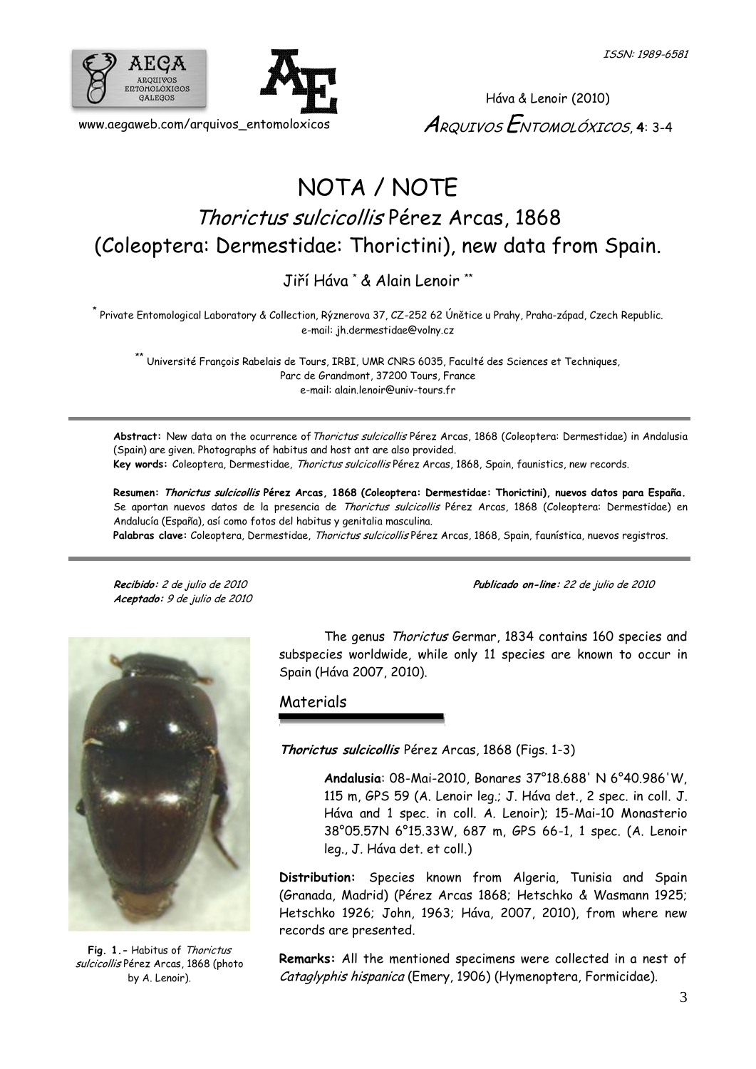ISSN: 1989-6581

Háva & Lenoir (2010)

www.aegaweb.com/arquivos_entomoloxicos

# NOTA / NOTE

## *Thorictus sulcicollis* Pérez Arcas, 1868 (Coleoptera: Dermestidae: Thorictini), new data from Spain.

Jiří Háva [*] & Alain Lenoir [**]

[*] Private Entomological Laboratory & Collection, Rýznerova 37, CZ-252 62 Únětice u Prahy, Praha-západ, Czech Republic. e-mail: jh.dermestidae@volny.cz

[**] Université François Rabelais de Tours, IRBI, UMR CNRS 6035, Faculté des Sciences et Techniques, Parc de Grandmont, 37200 Tours, France e-mail: alain.lenoir@univ-tours.fr

**Abstract:** New data on the ocurrence of *Thorictus sulcicollis* Pérez Arcas, 1868 (Coleoptera: Dermestidae) in Andalusia (Spain) are given. Photographs of habitus and host ant are also provided.
**Key words:** Coleoptera, Dermestidae, *Thorictus sulcicollis* Pérez Arcas, 1868, Spain, faunistics, new records.

**Resumen: *Thorictus sulcicollis* Pérez Arcas, 1868 (Coleoptera: Dermestidae: Thorictini), nuevos datos para España.** Se aportan nuevos datos de la presencia de *Thorictus sulcicollis* Pérez Arcas, 1868 (Coleoptera: Dermestidae) en Andalucía (España), así como fotos del habitus y genitalia masculina.
**Palabras clave:** Coleoptera, Dermestidae, *Thorictus sulcicollis* Pérez Arcas, 1868, Spain, faunística, nuevos registros.

***Recibido:*** *2 de julio de 2010*
***Aceptado:*** *9 de julio de 2010*
***Publicado on-line:*** *22 de julio de 2010*

**Fig. 1.-** Habitus of *Thorictus sulcicollis* Pérez Arcas, 1868 (photo by A. Lenoir).

The genus *Thorictus* Germar, 1834 contains 160 species and subspecies worldwide, while only 11 species are known to occur in Spain (Háva 2007, 2010).

## Materials

***Thorictus sulcicollis*** Pérez Arcas, 1868 (Figs. 1-3)

**Andalusia**: 08-Mai-2010, Bonares 37°18.688' N 6°40.986'W, 115 m, GPS 59 (A. Lenoir leg.; J. Háva det., 2 spec. in coll. J. Háva and 1 spec. in coll. A. Lenoir); 15-Mai-10 Monasterio 38°05.57N 6°15.33W, 687 m, GPS 66-1, 1 spec. (A. Lenoir leg., J. Háva det. et coll.)

**Distribution:** Species known from Algeria, Tunisia and Spain (Granada, Madrid) (Pérez Arcas 1868; Hetschko & Wasmann 1925; Hetschko 1926; John, 1963; Háva, 2007, 2010), from where new records are presented.

**Remarks:** All the mentioned specimens were collected in a nest of *Cataglyphis hispanica* (Emery, 1906) (Hymenoptera, Formicidae).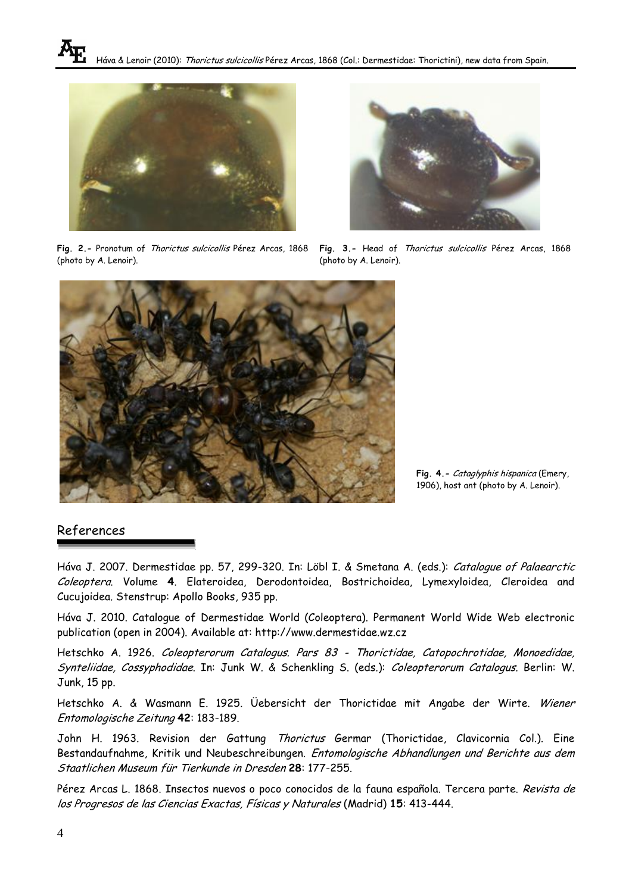**Fig. 2.-** Pronotum of *Thorictus sulcicollis* Pérez Arcas, 1868 (photo by A. Lenoir).

**Fig. 3.-** Head of *Thorictus sulcicollis* Pérez Arcas, 1868 (photo by A. Lenoir).

**Fig. 4.-** *Cataglyphis hispanica* (Emery, 1906), host ant (photo by A. Lenoir).

## References

Háva J. 2007. Dermestidae pp. 57, 299-320. In: Löbl I. & Smetana A. (eds.): *Catalogue of Palaearctic Coleoptera*. Volume **4**. Elateroidea, Derodontoidea, Bostrichoidea, Lymexyloidea, Cleroidea and Cucujoidea. Stenstrup: Apollo Books, 935 pp.

Háva J. 2010. Catalogue of Dermestidae World (Coleoptera). Permanent World Wide Web electronic publication (open in 2004). Available at: http://www.dermestidae.wz.cz

Hetschko A. 1926. *Coleopterorum Catalogus. Pars 83 - Thorictidae, Catopochrotidae, Monoedidae, Synteliidae, Cossyphodidae*. In: Junk W. & Schenkling S. (eds.): *Coleopterorum Catalogus*. Berlin: W. Junk, 15 pp.

Hetschko A. & Wasmann E. 1925. Üebersicht der Thorictidae mit Angabe der Wirte. *Wiener Entomologische Zeitung* **42**: 183-189.

John H. 1963. Revision der Gattung *Thorictus* Germar (Thorictidae, Clavicornia Col.). Eine Bestandaufnahme, Kritik und Neubeschreibungen. *Entomologische Abhandlungen und Berichte aus dem Staatlichen Museum für Tierkunde in Dresden* **28**: 177-255.

Pérez Arcas L. 1868. Insectos nuevos o poco conocidos de la fauna española. Tercera parte. *Revista de los Progresos de las Ciencias Exactas, Físicas y Naturales* (Madrid) **15**: 413-444.